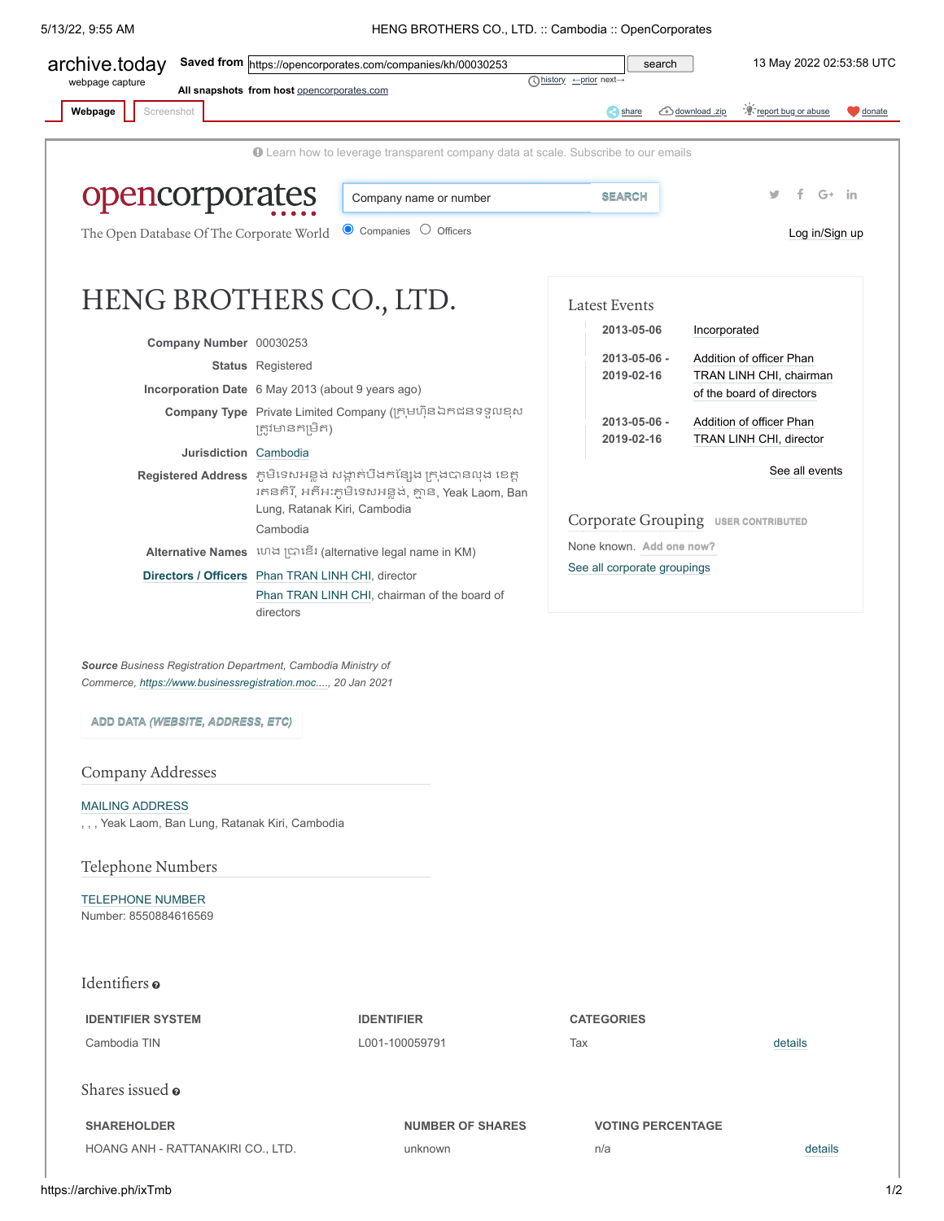archive.today webpage capture | Saved from https://opencorporates.com/companies/kh/00030253 | 13 May 2022 02:53:58 UTC

All snapshots from host opencorporates.com

Webpage | Screenshot

Learn how to leverage transparent company data at scale. Subscribe to our emails

opencorporates

The Open Database Of The Corporate World

Companies | Officers

Log in/Sign up

# HENG BROTHERS CO., LTD.

**Company Number** 00030253

**Status** Registered

**Incorporation Date** 6 May 2013 (about 9 years ago)

**Company Type** Private Limited Company (ក្រុមហ៊ុនឯកជនទទួលខុសត្រូវមានកម្រិត)

**Jurisdiction** Cambodia

**Registered Address** ភូមិទេសអន្លង់ សង្កាត់បឹងកន្សែង ក្រុងបានលុង ខេត្តរតនគិរី, អគីអ:ភូមិទេសអន្លង់, គ្មាន, Yeak Laom, Ban Lung, Ratanak Kiri, Cambodia
Cambodia

**Alternative Names** ហេង ប្រាឌើរ (alternative legal name in KM)

**Directors / Officers** Phan TRAN LINH CHI, director
Phan TRAN LINH CHI, chairman of the board of directors

*Source* *Business Registration Department, Cambodia Ministry of Commerce, https://www.businessregistration.moc...., 20 Jan 2021*

ADD DATA (WEBSITE, ADDRESS, ETC)

## Latest Events

| | |
|---|---|
| 2013-05-06 | Incorporated |
| 2013-05-06 - 2019-02-16 | Addition of officer Phan TRAN LINH CHI, chairman of the board of directors |
| 2013-05-06 - 2019-02-16 | Addition of officer Phan TRAN LINH CHI, director |

See all events

## Corporate Grouping USER CONTRIBUTED

None known. Add one now?

See all corporate groupings

## Company Addresses

MAILING ADDRESS
, , , Yeak Laom, Ban Lung, Ratanak Kiri, Cambodia

## Telephone Numbers

TELEPHONE NUMBER
Number: 8550884616569

## Identifiers

| IDENTIFIER SYSTEM | IDENTIFIER | CATEGORIES | |
|---|---|---|---|
| Cambodia TIN | L001-100059791 | Tax | details |

## Shares issued

| SHAREHOLDER | NUMBER OF SHARES | VOTING PERCENTAGE | |
|---|---|---|---|
| HOANG ANH - RATTANAKIRI CO., LTD. | unknown | n/a | details |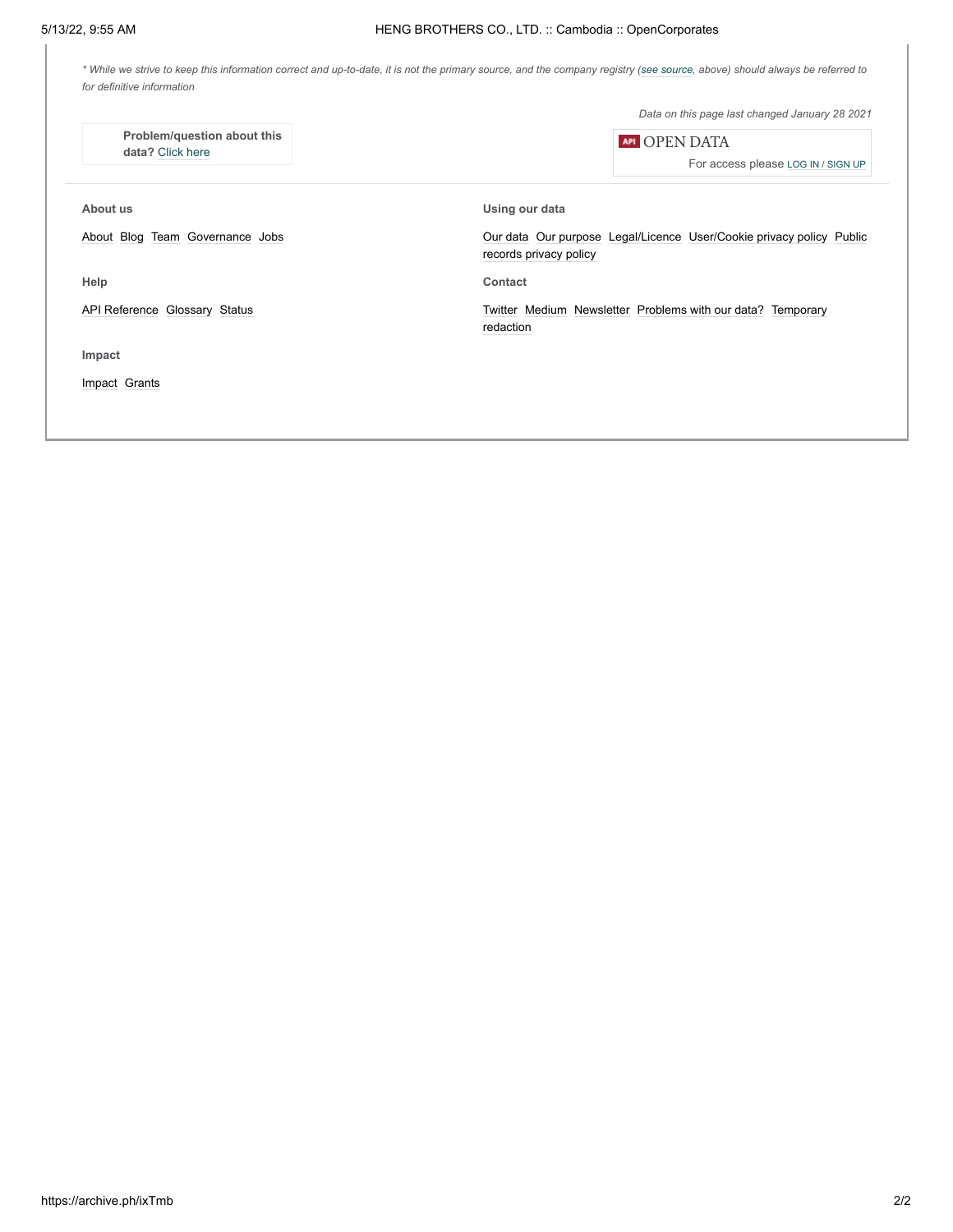*\* While we strive to keep this information correct and up-to-date, it is not the primary source, and the company registry (see source, above) should always be referred to for definitive information*

*Data on this page last changed January 28 2021*

**Problem/question about this data?** Click here

API OPEN DATA

For access please LOG IN / SIGN UP

**About us**

About Blog Team Governance Jobs

**Using our data**

Our data Our purpose Legal/Licence User/Cookie privacy policy Public records privacy policy

**Help**

API Reference Glossary Status

**Contact**

Twitter Medium Newsletter Problems with our data? Temporary redaction

**Impact**

Impact Grants